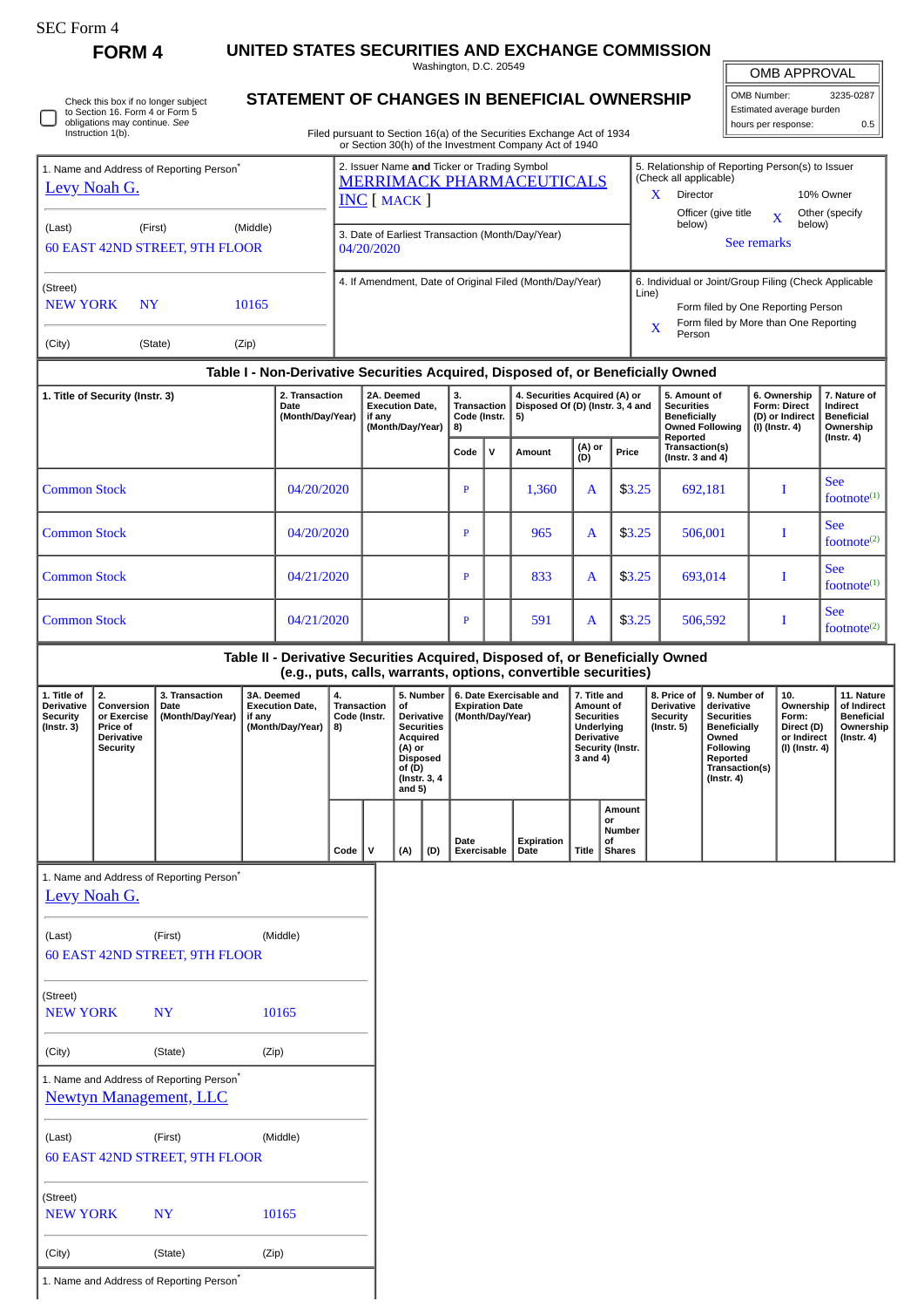SEC Form 4

# FORM 4

## UNITED STATES SECURITIES AND EXCHANGE COMMISSION

Washington, D.C. 20549

| OMB APPROVAL | |
|---|---|
| OMB Number: | 3235-0287 |
| Estimated average burden | |
| hours per response: | 0.5 |

☐ Check this box if no longer subject to Section 16. Form 4 or Form 5 obligations may continue. *See* Instruction 1(b).

## STATEMENT OF CHANGES IN BENEFICIAL OWNERSHIP

Filed pursuant to Section 16(a) of the Securities Exchange Act of 1934 or Section 30(h) of the Investment Company Act of 1940

1. Name and Address of Reporting Person*
Levy Noah G.

(Last) (First) (Middle)
60 EAST 42ND STREET, 9TH FLOOR

(Street)
NEW YORK NY 10165

(City) (State) (Zip)

2. Issuer Name **and** Ticker or Trading Symbol
MERRIMACK PHARMACEUTICALS INC [ MACK ]

3. Date of Earliest Transaction (Month/Day/Year)
04/20/2020

4. If Amendment, Date of Original Filed (Month/Day/Year)

5. Relationship of Reporting Person(s) to Issuer (Check all applicable)
X Director
10% Owner
Officer (give title below)
X Other (specify below)
See remarks

6. Individual or Joint/Group Filing (Check Applicable Line)
Form filed by One Reporting Person
X Form filed by More than One Reporting Person

### Table I - Non-Derivative Securities Acquired, Disposed of, or Beneficially Owned

| 1. Title of Security (Instr. 3) | 2. Transaction Date (Month/Day/Year) | 2A. Deemed Execution Date, if any (Month/Day/Year) | 3. Transaction Code (Instr. 8) | | 4. Securities Acquired (A) or Disposed Of (D) (Instr. 3, 4 and 5) | | | 5. Amount of Securities Beneficially Owned Following Reported Transaction(s) (Instr. 3 and 4) | 6. Ownership Form: Direct (D) or Indirect (I) (Instr. 4) | 7. Nature of Indirect Beneficial Ownership (Instr. 4) |
|---|---|---|---|---|---|---|---|---|---|---|
| | | | Code | V | Amount | (A) or (D) | Price | | | |
| Common Stock | 04/20/2020 | | P | | 1,360 | A | $3.25 | 692,181 | I | See footnote[1] |
| Common Stock | 04/20/2020 | | P | | 965 | A | $3.25 | 506,001 | I | See footnote[2] |
| Common Stock | 04/21/2020 | | P | | 833 | A | $3.25 | 693,014 | I | See footnote[1] |
| Common Stock | 04/21/2020 | | P | | 591 | A | $3.25 | 506,592 | I | See footnote[2] |

### Table II - Derivative Securities Acquired, Disposed of, or Beneficially Owned (e.g., puts, calls, warrants, options, convertible securities)

| 1. Title of Derivative Security (Instr. 3) | 2. Conversion or Exercise Price of Derivative Security | 3. Transaction Date (Month/Day/Year) | 3A. Deemed Execution Date, if any (Month/Day/Year) | 4. Transaction Code (Instr. 8) | | 5. Number of Derivative Securities Acquired (A) or Disposed of (D) (Instr. 3, 4 and 5) | | 6. Date Exercisable and Expiration Date (Month/Day/Year) | | 7. Title and Amount of Securities Underlying Derivative Security (Instr. 3 and 4) | | 8. Price of Derivative Security (Instr. 5) | 9. Number of derivative Securities Beneficially Owned Following Reported Transaction(s) (Instr. 4) | 10. Ownership Form: Direct (D) or Indirect (I) (Instr. 4) | 11. Nature of Indirect Beneficial Ownership (Instr. 4) |
|---|---|---|---|---|---|---|---|---|---|---|---|---|---|---|---|
| | | | | Code | V | (A) | (D) | Date Exercisable | Expiration Date | Title | Amount or Number of Shares | | | | |

1. Name and Address of Reporting Person*
Levy Noah G.

(Last) (First) (Middle)
60 EAST 42ND STREET, 9TH FLOOR

(Street)
NEW YORK NY 10165

(City) (State) (Zip)

1. Name and Address of Reporting Person*
Newtyn Management, LLC

(Last) (First) (Middle)
60 EAST 42ND STREET, 9TH FLOOR

(Street)
NEW YORK NY 10165

(City) (State) (Zip)

1. Name and Address of Reporting Person*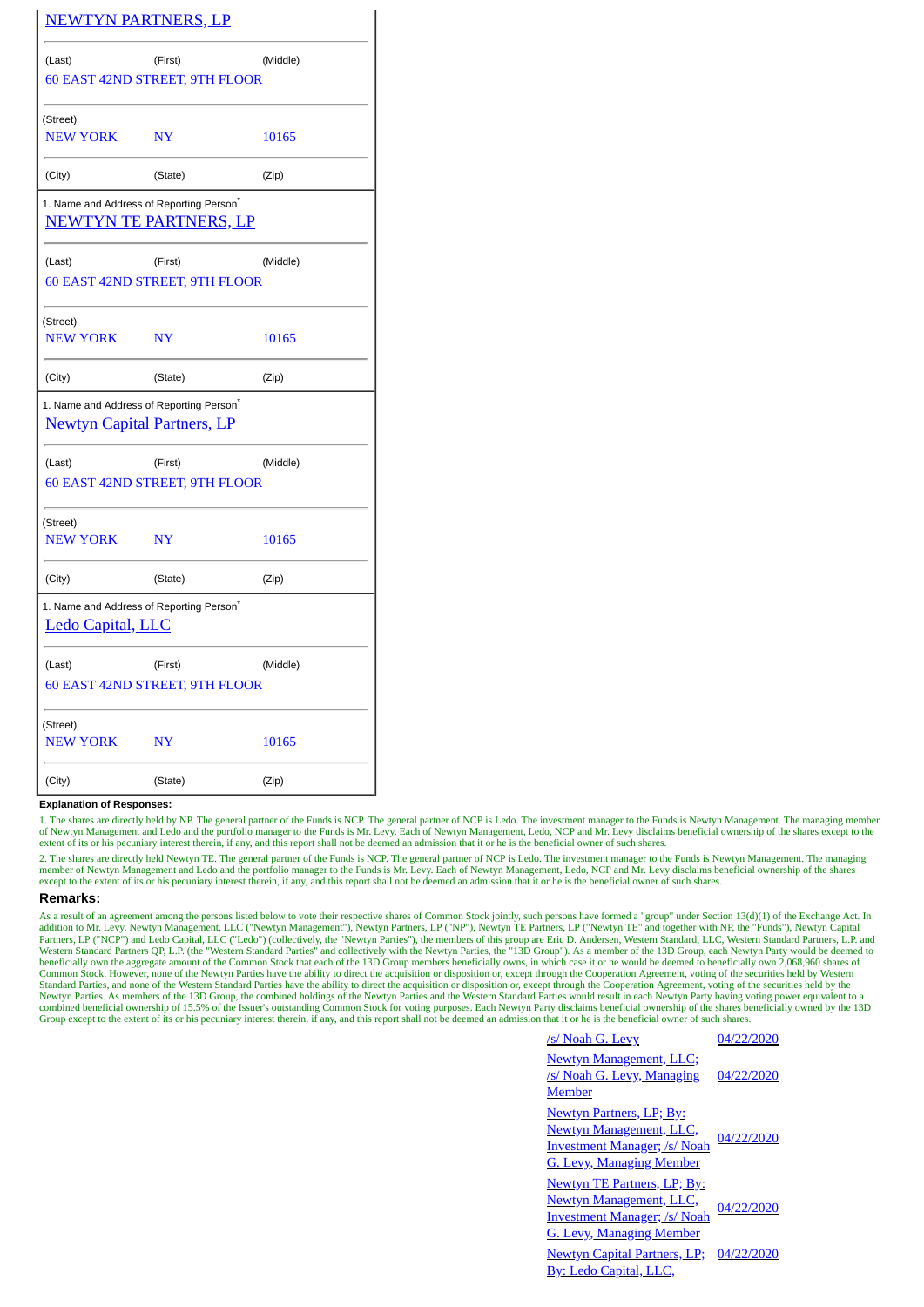NEWTYN PARTNERS, LP

| (Last) | (First) | (Middle) |
|---|---|---|
| 60 EAST 42ND STREET, 9TH FLOOR | | |
| (Street) | | |
| NEW YORK | NY | 10165 |
| (City) | (State) | (Zip) |

1. Name and Address of Reporting Person*

NEWTYN TE PARTNERS, LP

| (Last) | (First) | (Middle) |
|---|---|---|
| 60 EAST 42ND STREET, 9TH FLOOR | | |
| (Street) | | |
| NEW YORK | NY | 10165 |
| (City) | (State) | (Zip) |

1. Name and Address of Reporting Person*

Newtyn Capital Partners, LP

| (Last) | (First) | (Middle) |
|---|---|---|
| 60 EAST 42ND STREET, 9TH FLOOR | | |
| (Street) | | |
| NEW YORK | NY | 10165 |
| (City) | (State) | (Zip) |

1. Name and Address of Reporting Person*

Ledo Capital, LLC

| (Last) | (First) | (Middle) |
|---|---|---|
| 60 EAST 42ND STREET, 9TH FLOOR | | |
| (Street) | | |
| NEW YORK | NY | 10165 |
| (City) | (State) | (Zip) |

**Explanation of Responses:**

1. The shares are directly held by NP. The general partner of the Funds is NCP. The general partner of NCP is Ledo. The investment manager to the Funds is Newtyn Management. The managing member of Newtyn Management and Ledo and the portfolio manager to the Funds is Mr. Levy. Each of Newtyn Management, Ledo, NCP and Mr. Levy disclaims beneficial ownership of the shares except to the extent of its or his pecuniary interest therein, if any, and this report shall not be deemed an admission that it or he is the beneficial owner of such shares.

2. The shares are directly held Newtyn TE. The general partner of the Funds is NCP. The general partner of NCP is Ledo. The investment manager to the Funds is Newtyn Management. The managing member of Newtyn Management and Ledo and the portfolio manager to the Funds is Mr. Levy. Each of Newtyn Management, Ledo, NCP and Mr. Levy disclaims beneficial ownership of the shares except to the extent of its or his pecuniary interest therein, if any, and this report shall not be deemed an admission that it or he is the beneficial owner of such shares.

## Remarks:

As a result of an agreement among the persons listed below to vote their respective shares of Common Stock jointly, such persons have formed a "group" under Section 13(d)(1) of the Exchange Act. In addition to Mr. Levy, Newtyn Management, LLC ("Newtyn Management"), Newtyn Partners, LP ("NP"), Newtyn TE Partners, LP ("Newtyn TE" and together with NP, the "Funds"), Newtyn Capital Partners, LP ("NCP") and Ledo Capital, LLC ("Ledo") (collectively, the "Newtyn Parties"), the members of this group are Eric D. Andersen, Western Standard, LLC, Western Standard Partners, L.P. and Western Standard Partners QP, L.P. (the "Western Standard Parties" and collectively with the Newtyn Parties, the "13D Group"). As a member of the 13D Group, each Newtyn Party would be deemed to beneficially own the aggregate amount of the Common Stock that each of the 13D Group members beneficially owns, in which case it or he would be deemed to beneficially own 2,068,960 shares of Common Stock. However, none of the Newtyn Parties have the ability to direct the acquisition or disposition or, except through the Cooperation Agreement, voting of the securities held by Western Standard Parties, and none of the Western Standard Parties have the ability to direct the acquisition or disposition or, except through the Cooperation Agreement, voting of the securities held by the Newtyn Parties. As members of the 13D Group, the combined holdings of the Newtyn Parties and the Western Standard Parties would result in each Newtyn Party having voting power equivalent to a combined beneficial ownership of 15.5% of the Issuer's outstanding Common Stock for voting purposes. Each Newtyn Party disclaims beneficial ownership of the shares beneficially owned by the 13D Group except to the extent of its or his pecuniary interest therein, if any, and this report shall not be deemed an admission that it or he is the beneficial owner of such shares.

| | |
|---|---|
| /s/ Noah G. Levy | 04/22/2020 |
| Newtyn Management, LLC; /s/ Noah G. Levy, Managing Member | 04/22/2020 |
| Newtyn Partners, LP; By: Newtyn Management, LLC, Investment Manager; /s/ Noah G. Levy, Managing Member | 04/22/2020 |
| Newtyn TE Partners, LP; By: Newtyn Management, LLC, Investment Manager; /s/ Noah G. Levy, Managing Member | 04/22/2020 |
| Newtyn Capital Partners, LP; By: Ledo Capital, LLC, | 04/22/2020 |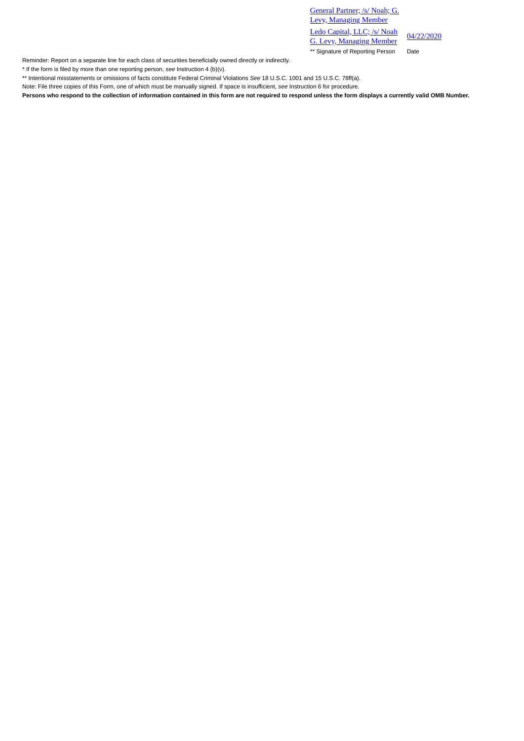| | |
|---|---|
| General Partner; /s/ Noah; G. Levy, Managing Member | |
| Ledo Capital, LLC; /s/ Noah G. Levy, Managing Member | 04/22/2020 |
| ** Signature of Reporting Person | Date |

Reminder: Report on a separate line for each class of securities beneficially owned directly or indirectly.

* If the form is filed by more than one reporting person, *see* Instruction 4 (b)(v).

** Intentional misstatements or omissions of facts constitute Federal Criminal Violations *See* 18 U.S.C. 1001 and 15 U.S.C. 78ff(a).

Note: File three copies of this Form, one of which must be manually signed. If space is insufficient, *see* Instruction 6 for procedure.

**Persons who respond to the collection of information contained in this form are not required to respond unless the form displays a currently valid OMB Number.**